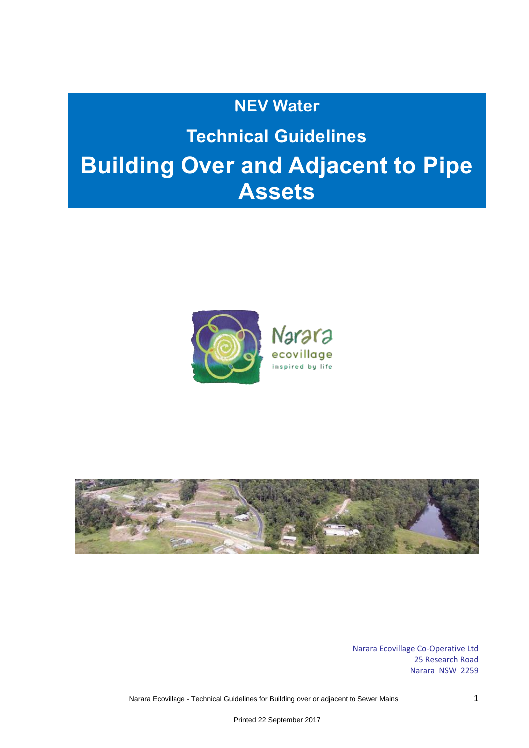# NEV Water

## Technical Guidelines

# Building Over and Adjacent to Pipe Assets

Narara Ecovillage Co-Operative Ltd
25 Research Road
Narara NSW 2259

Printed 22 September 2017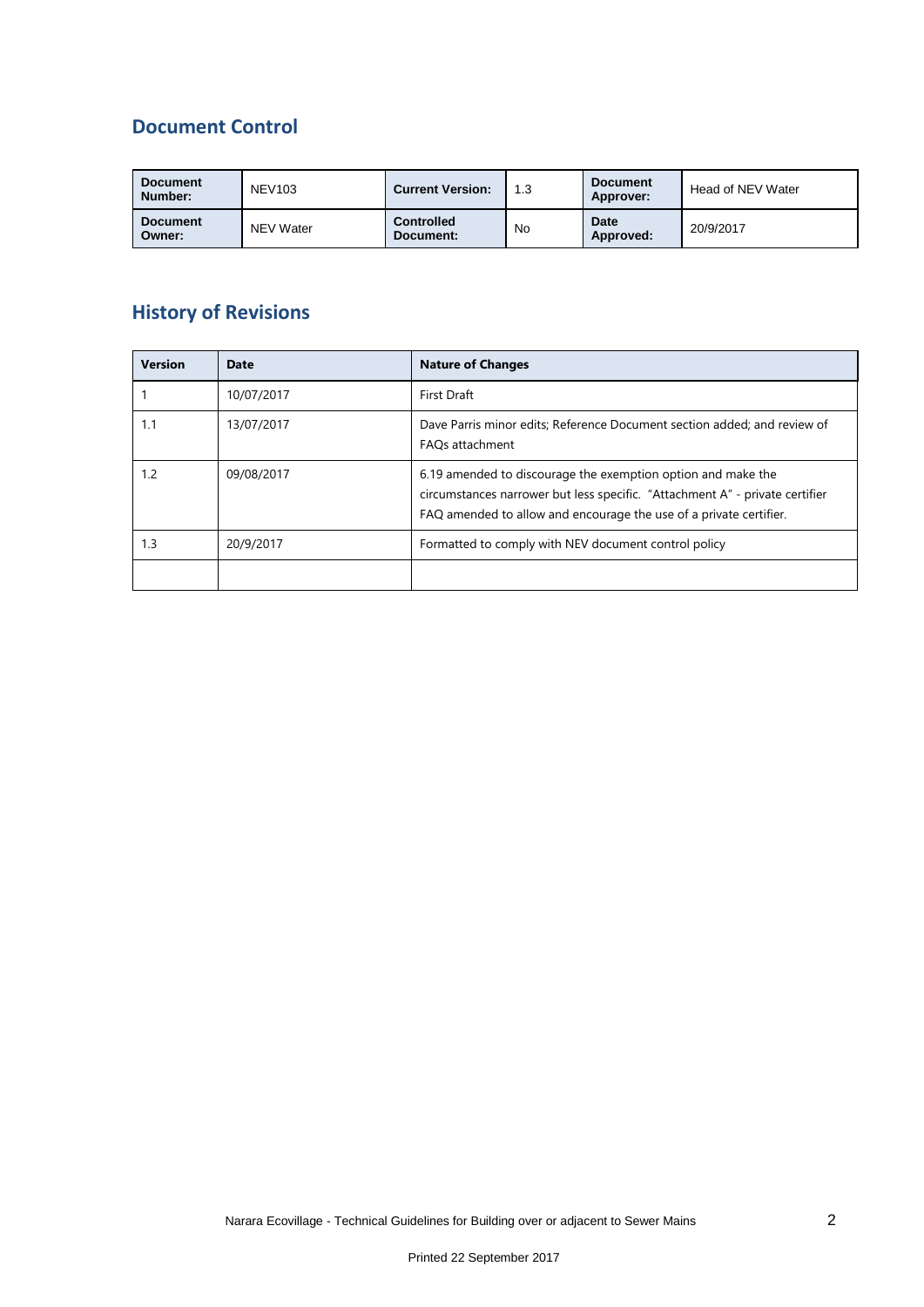## Document Control

| Document Number: | NEV103 | Current Version: | 1.3 | Document Approver: | Head of NEV Water |
|---|---|---|---|---|---|
| Document Owner: | NEV Water | Controlled Document: | No | Date Approved: | 20/9/2017 |

## History of Revisions

| Version | Date | Nature of Changes |
|---|---|---|
| 1 | 10/07/2017 | First Draft |
| 1.1 | 13/07/2017 | Dave Parris minor edits; Reference Document section added; and review of FAQs attachment |
| 1.2 | 09/08/2017 | 6.19 amended to discourage the exemption option and make the circumstances narrower but less specific. "Attachment A" - private certifier FAQ amended to allow and encourage the use of a private certifier. |
| 1.3 | 20/9/2017 | Formatted to comply with NEV document control policy |
| | | |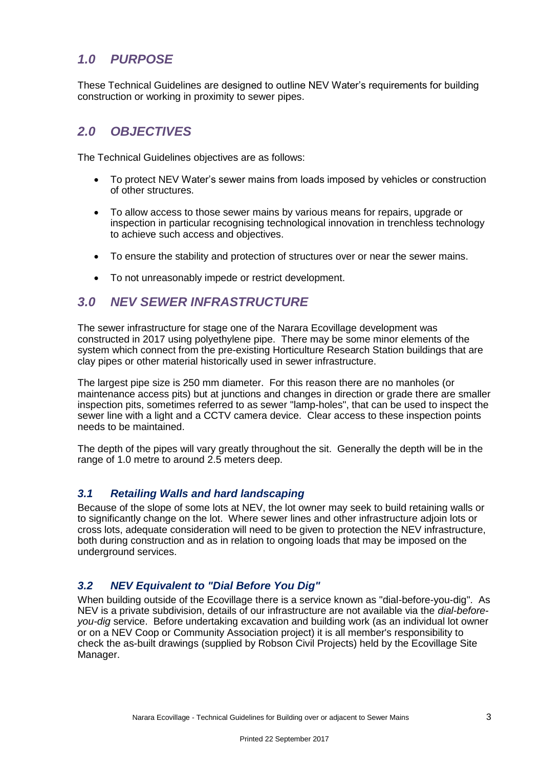## *1.0 PURPOSE*

These Technical Guidelines are designed to outline NEV Water's requirements for building construction or working in proximity to sewer pipes.

## *2.0 OBJECTIVES*

The Technical Guidelines objectives are as follows:

- To protect NEV Water's sewer mains from loads imposed by vehicles or construction of other structures.
- To allow access to those sewer mains by various means for repairs, upgrade or inspection in particular recognising technological innovation in trenchless technology to achieve such access and objectives.
- To ensure the stability and protection of structures over or near the sewer mains.
- To not unreasonably impede or restrict development.

## *3.0 NEV SEWER INFRASTRUCTURE*

The sewer infrastructure for stage one of the Narara Ecovillage development was constructed in 2017 using polyethylene pipe. There may be some minor elements of the system which connect from the pre-existing Horticulture Research Station buildings that are clay pipes or other material historically used in sewer infrastructure.

The largest pipe size is 250 mm diameter. For this reason there are no manholes (or maintenance access pits) but at junctions and changes in direction or grade there are smaller inspection pits, sometimes referred to as sewer "lamp-holes", that can be used to inspect the sewer line with a light and a CCTV camera device. Clear access to these inspection points needs to be maintained.

The depth of the pipes will vary greatly throughout the sit. Generally the depth will be in the range of 1.0 metre to around 2.5 meters deep.

### *3.1 Retailing Walls and hard landscaping*

Because of the slope of some lots at NEV, the lot owner may seek to build retaining walls or to significantly change on the lot. Where sewer lines and other infrastructure adjoin lots or cross lots, adequate consideration will need to be given to protection the NEV infrastructure, both during construction and as in relation to ongoing loads that may be imposed on the underground services.

### *3.2 NEV Equivalent to "Dial Before You Dig"*

When building outside of the Ecovillage there is a service known as "dial-before-you-dig". As NEV is a private subdivision, details of our infrastructure are not available via the *dial-before-you-dig* service. Before undertaking excavation and building work (as an individual lot owner or on a NEV Coop or Community Association project) it is all member's responsibility to check the as-built drawings (supplied by Robson Civil Projects) held by the Ecovillage Site Manager.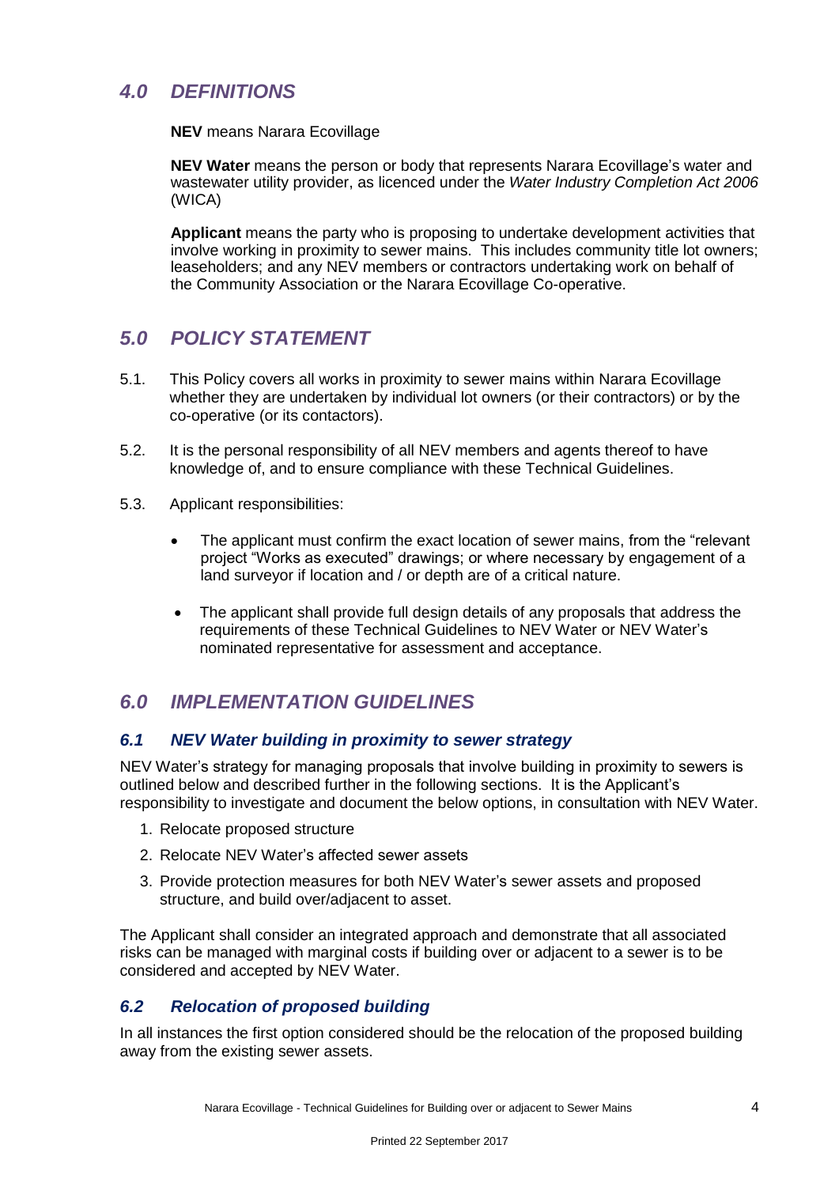## *4.0 DEFINITIONS*

**NEV** means Narara Ecovillage

**NEV Water** means the person or body that represents Narara Ecovillage's water and wastewater utility provider, as licenced under the *Water Industry Completion Act 2006* (WICA)

**Applicant** means the party who is proposing to undertake development activities that involve working in proximity to sewer mains. This includes community title lot owners; leaseholders; and any NEV members or contractors undertaking work on behalf of the Community Association or the Narara Ecovillage Co-operative.

## *5.0 POLICY STATEMENT*

5.1. This Policy covers all works in proximity to sewer mains within Narara Ecovillage whether they are undertaken by individual lot owners (or their contractors) or by the co-operative (or its contactors).

5.2. It is the personal responsibility of all NEV members and agents thereof to have knowledge of, and to ensure compliance with these Technical Guidelines.

5.3. Applicant responsibilities:

- The applicant must confirm the exact location of sewer mains, from the "relevant project "Works as executed" drawings; or where necessary by engagement of a land surveyor if location and / or depth are of a critical nature.
- The applicant shall provide full design details of any proposals that address the requirements of these Technical Guidelines to NEV Water or NEV Water's nominated representative for assessment and acceptance.

## *6.0 IMPLEMENTATION GUIDELINES*

### *6.1 NEV Water building in proximity to sewer strategy*

NEV Water's strategy for managing proposals that involve building in proximity to sewers is outlined below and described further in the following sections. It is the Applicant's responsibility to investigate and document the below options, in consultation with NEV Water.

1. Relocate proposed structure
2. Relocate NEV Water's affected sewer assets
3. Provide protection measures for both NEV Water's sewer assets and proposed structure, and build over/adjacent to asset.

The Applicant shall consider an integrated approach and demonstrate that all associated risks can be managed with marginal costs if building over or adjacent to a sewer is to be considered and accepted by NEV Water.

### *6.2 Relocation of proposed building*

In all instances the first option considered should be the relocation of the proposed building away from the existing sewer assets.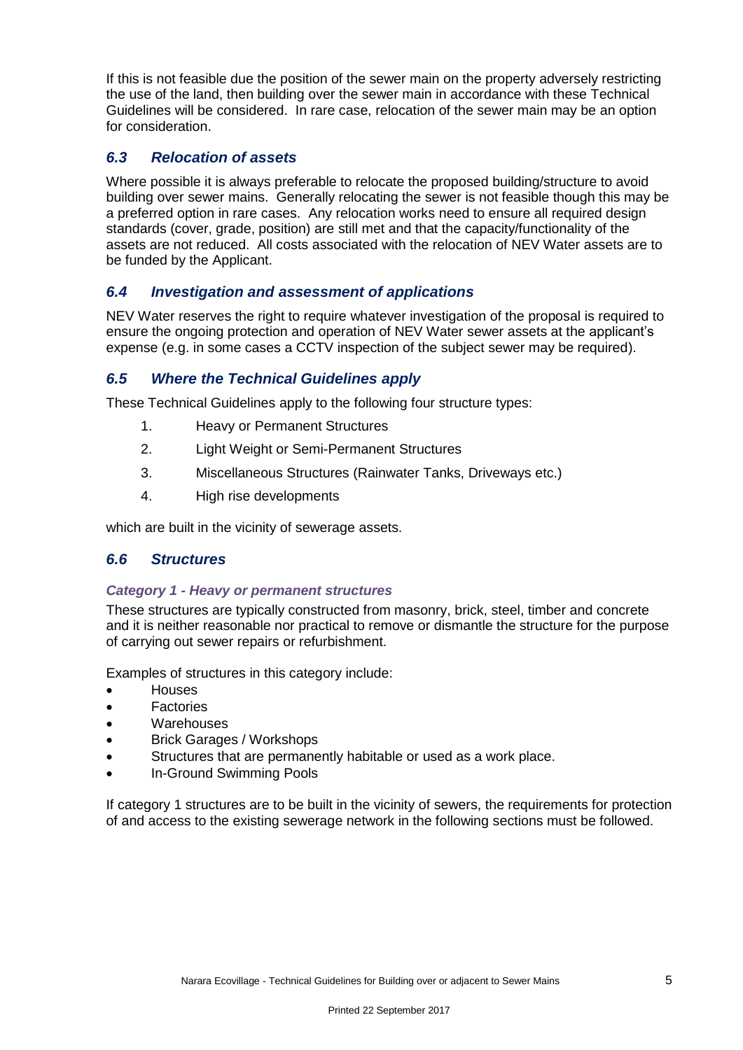If this is not feasible due the position of the sewer main on the property adversely restricting the use of the land, then building over the sewer main in accordance with these Technical Guidelines will be considered. In rare case, relocation of the sewer main may be an option for consideration.

## *6.3 Relocation of assets*

Where possible it is always preferable to relocate the proposed building/structure to avoid building over sewer mains. Generally relocating the sewer is not feasible though this may be a preferred option in rare cases. Any relocation works need to ensure all required design standards (cover, grade, position) are still met and that the capacity/functionality of the assets are not reduced. All costs associated with the relocation of NEV Water assets are to be funded by the Applicant.

## *6.4 Investigation and assessment of applications*

NEV Water reserves the right to require whatever investigation of the proposal is required to ensure the ongoing protection and operation of NEV Water sewer assets at the applicant's expense (e.g. in some cases a CCTV inspection of the subject sewer may be required).

## *6.5 Where the Technical Guidelines apply*

These Technical Guidelines apply to the following four structure types:

1. Heavy or Permanent Structures
2. Light Weight or Semi-Permanent Structures
3. Miscellaneous Structures (Rainwater Tanks, Driveways etc.)
4. High rise developments

which are built in the vicinity of sewerage assets.

## *6.6 Structures*

### *Category 1 - Heavy or permanent structures*

These structures are typically constructed from masonry, brick, steel, timber and concrete and it is neither reasonable nor practical to remove or dismantle the structure for the purpose of carrying out sewer repairs or refurbishment.

Examples of structures in this category include:

- Houses
- Factories
- Warehouses
- Brick Garages / Workshops
- Structures that are permanently habitable or used as a work place.
- In-Ground Swimming Pools

If category 1 structures are to be built in the vicinity of sewers, the requirements for protection of and access to the existing sewerage network in the following sections must be followed.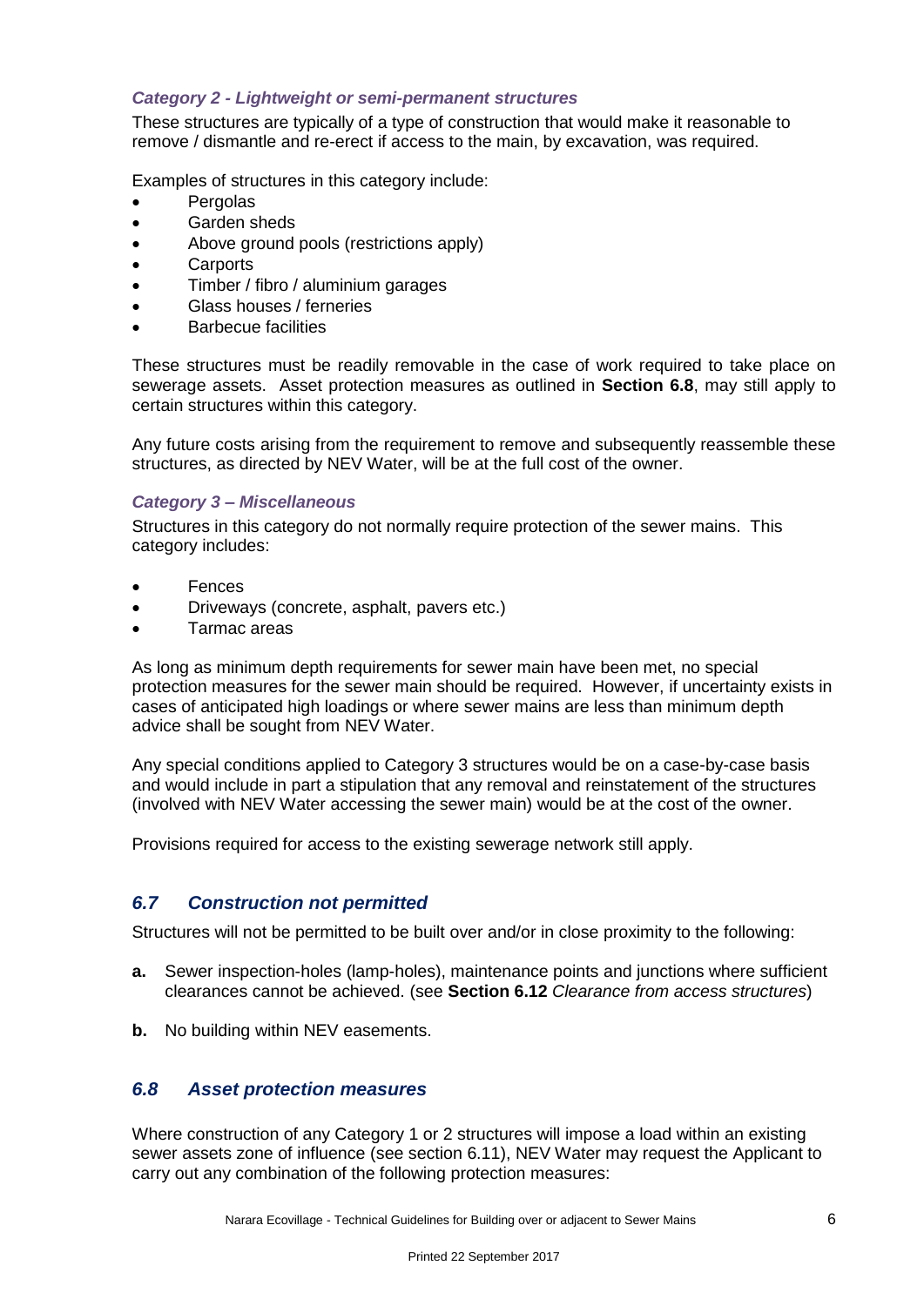#### *Category 2 - Lightweight or semi-permanent structures*

These structures are typically of a type of construction that would make it reasonable to remove / dismantle and re-erect if access to the main, by excavation, was required.

Examples of structures in this category include:

- Pergolas
- Garden sheds
- Above ground pools (restrictions apply)
- Carports
- Timber / fibro / aluminium garages
- Glass houses / ferneries
- Barbecue facilities

These structures must be readily removable in the case of work required to take place on sewerage assets. Asset protection measures as outlined in **Section 6.8**, may still apply to certain structures within this category.

Any future costs arising from the requirement to remove and subsequently reassemble these structures, as directed by NEV Water, will be at the full cost of the owner.

#### *Category 3 – Miscellaneous*

Structures in this category do not normally require protection of the sewer mains. This category includes:

- Fences
- Driveways (concrete, asphalt, pavers etc.)
- Tarmac areas

As long as minimum depth requirements for sewer main have been met, no special protection measures for the sewer main should be required. However, if uncertainty exists in cases of anticipated high loadings or where sewer mains are less than minimum depth advice shall be sought from NEV Water.

Any special conditions applied to Category 3 structures would be on a case-by-case basis and would include in part a stipulation that any removal and reinstatement of the structures (involved with NEV Water accessing the sewer main) would be at the cost of the owner.

Provisions required for access to the existing sewerage network still apply.

### *6.7 Construction not permitted*

Structures will not be permitted to be built over and/or in close proximity to the following:

**a.** Sewer inspection-holes (lamp-holes), maintenance points and junctions where sufficient clearances cannot be achieved. (see **Section 6.12** *Clearance from access structures*)

**b.** No building within NEV easements.

### *6.8 Asset protection measures*

Where construction of any Category 1 or 2 structures will impose a load within an existing sewer assets zone of influence (see section 6.11), NEV Water may request the Applicant to carry out any combination of the following protection measures: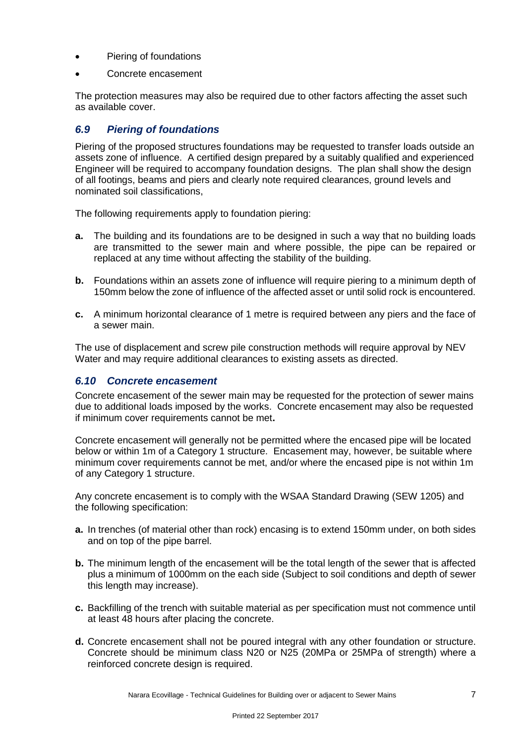- Piering of foundations
- Concrete encasement

The protection measures may also be required due to other factors affecting the asset such as available cover.

## *6.9 Piering of foundations*

Piering of the proposed structures foundations may be requested to transfer loads outside an assets zone of influence. A certified design prepared by a suitably qualified and experienced Engineer will be required to accompany foundation designs. The plan shall show the design of all footings, beams and piers and clearly note required clearances, ground levels and nominated soil classifications,

The following requirements apply to foundation piering:

**a.** The building and its foundations are to be designed in such a way that no building loads are transmitted to the sewer main and where possible, the pipe can be repaired or replaced at any time without affecting the stability of the building.

**b.** Foundations within an assets zone of influence will require piering to a minimum depth of 150mm below the zone of influence of the affected asset or until solid rock is encountered.

**c.** A minimum horizontal clearance of 1 metre is required between any piers and the face of a sewer main.

The use of displacement and screw pile construction methods will require approval by NEV Water and may require additional clearances to existing assets as directed.

## *6.10 Concrete encasement*

Concrete encasement of the sewer main may be requested for the protection of sewer mains due to additional loads imposed by the works. Concrete encasement may also be requested if minimum cover requirements cannot be met**.**

Concrete encasement will generally not be permitted where the encased pipe will be located below or within 1m of a Category 1 structure. Encasement may, however, be suitable where minimum cover requirements cannot be met, and/or where the encased pipe is not within 1m of any Category 1 structure.

Any concrete encasement is to comply with the WSAA Standard Drawing (SEW 1205) and the following specification:

**a.** In trenches (of material other than rock) encasing is to extend 150mm under, on both sides and on top of the pipe barrel.

**b.** The minimum length of the encasement will be the total length of the sewer that is affected plus a minimum of 1000mm on the each side (Subject to soil conditions and depth of sewer this length may increase).

**c.** Backfilling of the trench with suitable material as per specification must not commence until at least 48 hours after placing the concrete.

**d.** Concrete encasement shall not be poured integral with any other foundation or structure. Concrete should be minimum class N20 or N25 (20MPa or 25MPa of strength) where a reinforced concrete design is required.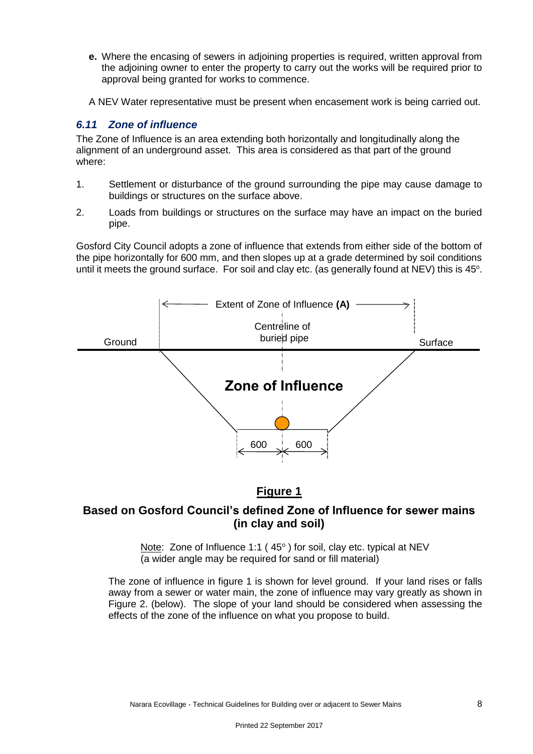**e.** Where the encasing of sewers in adjoining properties is required, written approval from the adjoining owner to enter the property to carry out the works will be required prior to approval being granted for works to commence.

A NEV Water representative must be present when encasement work is being carried out.

### *6.11 Zone of influence*

The Zone of Influence is an area extending both horizontally and longitudinally along the alignment of an underground asset. This area is considered as that part of the ground where:

1. Settlement or disturbance of the ground surrounding the pipe may cause damage to buildings or structures on the surface above.
2. Loads from buildings or structures on the surface may have an impact on the buried pipe.

Gosford City Council adopts a zone of influence that extends from either side of the bottom of the pipe horizontally for 600 mm, and then slopes up at a grade determined by soil conditions until it meets the ground surface. For soil and clay etc. (as generally found at NEV) this is 45°.

Extent of Zone of Influence **(A)**

Centreline of buried pipe

Ground Surface

**Zone of Influence**

600 600

**Figure 1**

**Based on Gosford Council's defined Zone of Influence for sewer mains (in clay and soil)**

Note: Zone of Influence 1:1 ( 45° ) for soil, clay etc. typical at NEV (a wider angle may be required for sand or fill material)

The zone of influence in figure 1 is shown for level ground. If your land rises or falls away from a sewer or water main, the zone of influence may vary greatly as shown in Figure 2. (below). The slope of your land should be considered when assessing the effects of the zone of the influence on what you propose to build.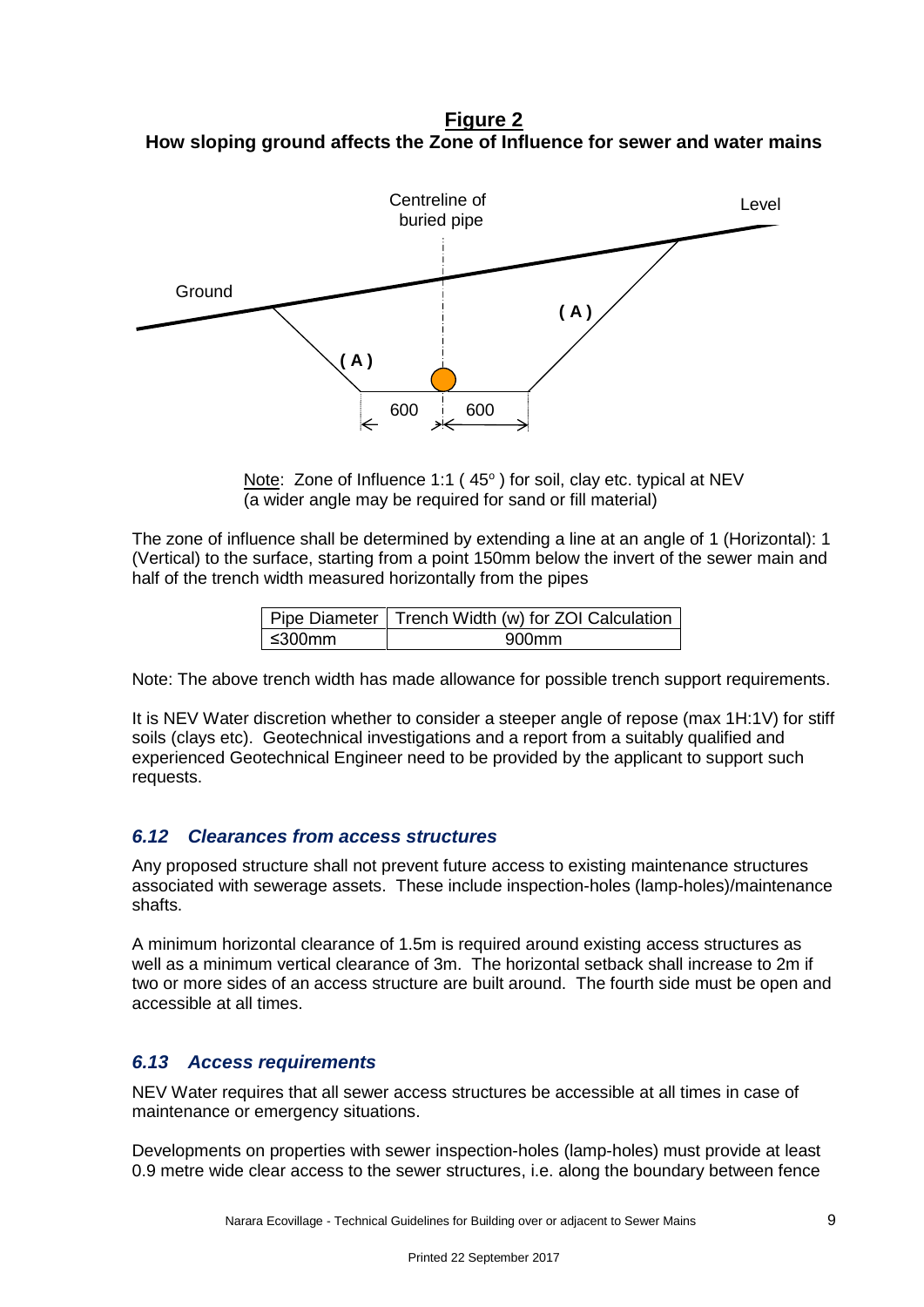**Figure 2**

**How sloping ground affects the Zone of Influence for sewer and water mains**

Centreline of buried pipe

Level

Ground

( A )

( A )

600 600

Note: Zone of Influence 1:1 ( 45° ) for soil, clay etc. typical at NEV (a wider angle may be required for sand or fill material)

The zone of influence shall be determined by extending a line at an angle of 1 (Horizontal): 1 (Vertical) to the surface, starting from a point 150mm below the invert of the sewer main and half of the trench width measured horizontally from the pipes

| Pipe Diameter | Trench Width (w) for ZOI Calculation |
|---|---|
| ≤300mm | 900mm |

Note: The above trench width has made allowance for possible trench support requirements.

It is NEV Water discretion whether to consider a steeper angle of repose (max 1H:1V) for stiff soils (clays etc). Geotechnical investigations and a report from a suitably qualified and experienced Geotechnical Engineer need to be provided by the applicant to support such requests.

## *6.12 Clearances from access structures*

Any proposed structure shall not prevent future access to existing maintenance structures associated with sewerage assets. These include inspection-holes (lamp-holes)/maintenance shafts.

A minimum horizontal clearance of 1.5m is required around existing access structures as well as a minimum vertical clearance of 3m. The horizontal setback shall increase to 2m if two or more sides of an access structure are built around. The fourth side must be open and accessible at all times.

## *6.13 Access requirements*

NEV Water requires that all sewer access structures be accessible at all times in case of maintenance or emergency situations.

Developments on properties with sewer inspection-holes (lamp-holes) must provide at least 0.9 metre wide clear access to the sewer structures, i.e. along the boundary between fence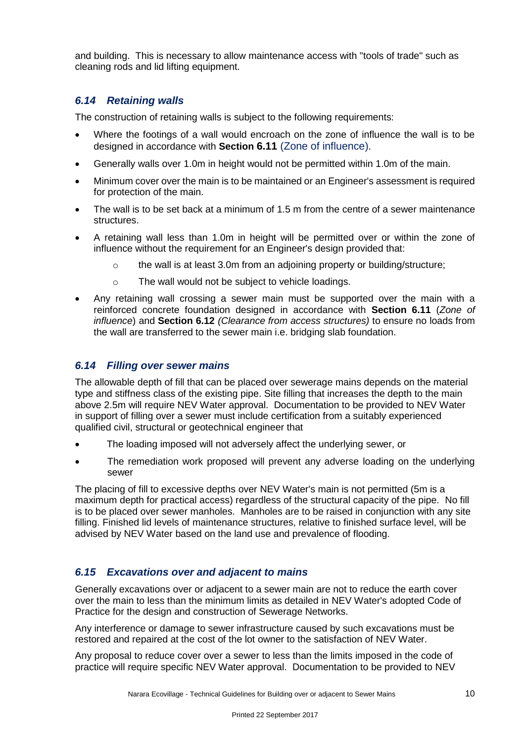and building. This is necessary to allow maintenance access with "tools of trade" such as cleaning rods and lid lifting equipment.

### *6.14 Retaining walls*

The construction of retaining walls is subject to the following requirements:

- Where the footings of a wall would encroach on the zone of influence the wall is to be designed in accordance with **Section 6.11** (Zone of influence).
- Generally walls over 1.0m in height would not be permitted within 1.0m of the main.
- Minimum cover over the main is to be maintained or an Engineer's assessment is required for protection of the main.
- The wall is to be set back at a minimum of 1.5 m from the centre of a sewer maintenance structures.
- A retaining wall less than 1.0m in height will be permitted over or within the zone of influence without the requirement for an Engineer's design provided that:
    - the wall is at least 3.0m from an adjoining property or building/structure;
    - The wall would not be subject to vehicle loadings.
- Any retaining wall crossing a sewer main must be supported over the main with a reinforced concrete foundation designed in accordance with **Section 6.11** (*Zone of influence*) and **Section 6.12** *(Clearance from access structures)* to ensure no loads from the wall are transferred to the sewer main i.e. bridging slab foundation.

### *6.14 Filling over sewer mains*

The allowable depth of fill that can be placed over sewerage mains depends on the material type and stiffness class of the existing pipe. Site filling that increases the depth to the main above 2.5m will require NEV Water approval. Documentation to be provided to NEV Water in support of filling over a sewer must include certification from a suitably experienced qualified civil, structural or geotechnical engineer that

- The loading imposed will not adversely affect the underlying sewer, or
- The remediation work proposed will prevent any adverse loading on the underlying sewer

The placing of fill to excessive depths over NEV Water's main is not permitted (5m is a maximum depth for practical access) regardless of the structural capacity of the pipe. No fill is to be placed over sewer manholes. Manholes are to be raised in conjunction with any site filling. Finished lid levels of maintenance structures, relative to finished surface level, will be advised by NEV Water based on the land use and prevalence of flooding.

### *6.15 Excavations over and adjacent to mains*

Generally excavations over or adjacent to a sewer main are not to reduce the earth cover over the main to less than the minimum limits as detailed in NEV Water's adopted Code of Practice for the design and construction of Sewerage Networks.

Any interference or damage to sewer infrastructure caused by such excavations must be restored and repaired at the cost of the lot owner to the satisfaction of NEV Water.

Any proposal to reduce cover over a sewer to less than the limits imposed in the code of practice will require specific NEV Water approval. Documentation to be provided to NEV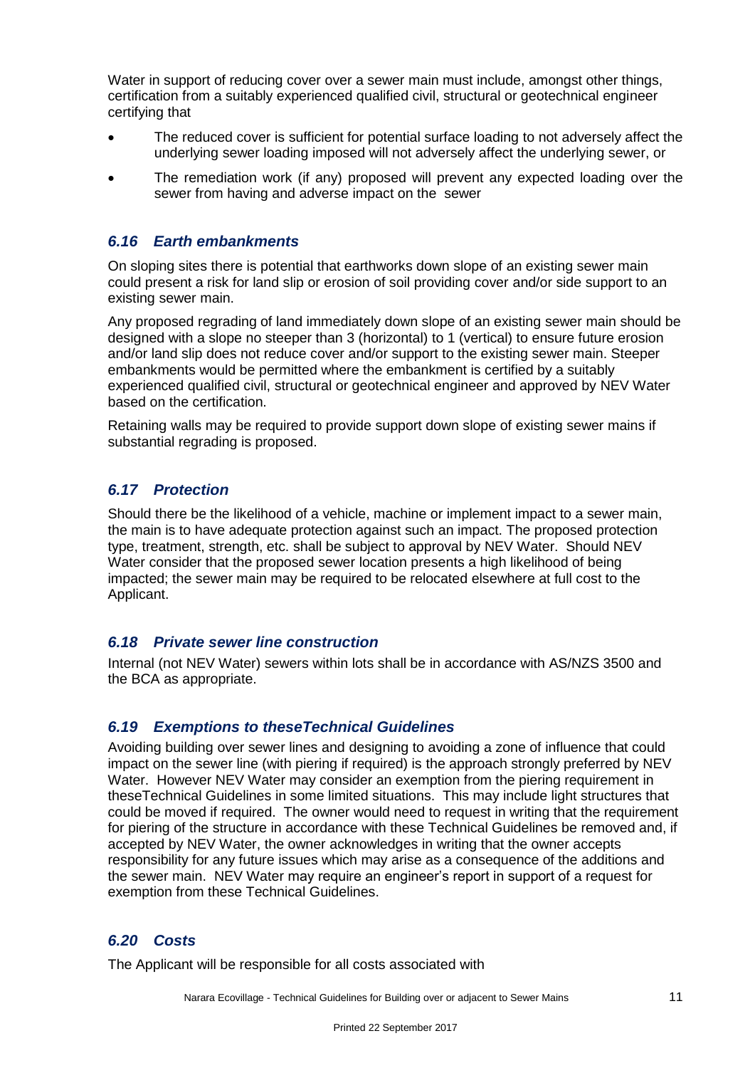Water in support of reducing cover over a sewer main must include, amongst other things, certification from a suitably experienced qualified civil, structural or geotechnical engineer certifying that

- The reduced cover is sufficient for potential surface loading to not adversely affect the underlying sewer loading imposed will not adversely affect the underlying sewer, or
- The remediation work (if any) proposed will prevent any expected loading over the sewer from having and adverse impact on the sewer

## *6.16 Earth embankments*

On sloping sites there is potential that earthworks down slope of an existing sewer main could present a risk for land slip or erosion of soil providing cover and/or side support to an existing sewer main.

Any proposed regrading of land immediately down slope of an existing sewer main should be designed with a slope no steeper than 3 (horizontal) to 1 (vertical) to ensure future erosion and/or land slip does not reduce cover and/or support to the existing sewer main. Steeper embankments would be permitted where the embankment is certified by a suitably experienced qualified civil, structural or geotechnical engineer and approved by NEV Water based on the certification.

Retaining walls may be required to provide support down slope of existing sewer mains if substantial regrading is proposed.

## *6.17 Protection*

Should there be the likelihood of a vehicle, machine or implement impact to a sewer main, the main is to have adequate protection against such an impact. The proposed protection type, treatment, strength, etc. shall be subject to approval by NEV Water. Should NEV Water consider that the proposed sewer location presents a high likelihood of being impacted; the sewer main may be required to be relocated elsewhere at full cost to the Applicant.

## *6.18 Private sewer line construction*

Internal (not NEV Water) sewers within lots shall be in accordance with AS/NZS 3500 and the BCA as appropriate.

## *6.19 Exemptions to theseTechnical Guidelines*

Avoiding building over sewer lines and designing to avoiding a zone of influence that could impact on the sewer line (with piering if required) is the approach strongly preferred by NEV Water. However NEV Water may consider an exemption from the piering requirement in theseTechnical Guidelines in some limited situations. This may include light structures that could be moved if required. The owner would need to request in writing that the requirement for piering of the structure in accordance with these Technical Guidelines be removed and, if accepted by NEV Water, the owner acknowledges in writing that the owner accepts responsibility for any future issues which may arise as a consequence of the additions and the sewer main. NEV Water may require an engineer's report in support of a request for exemption from these Technical Guidelines.

## *6.20 Costs*

The Applicant will be responsible for all costs associated with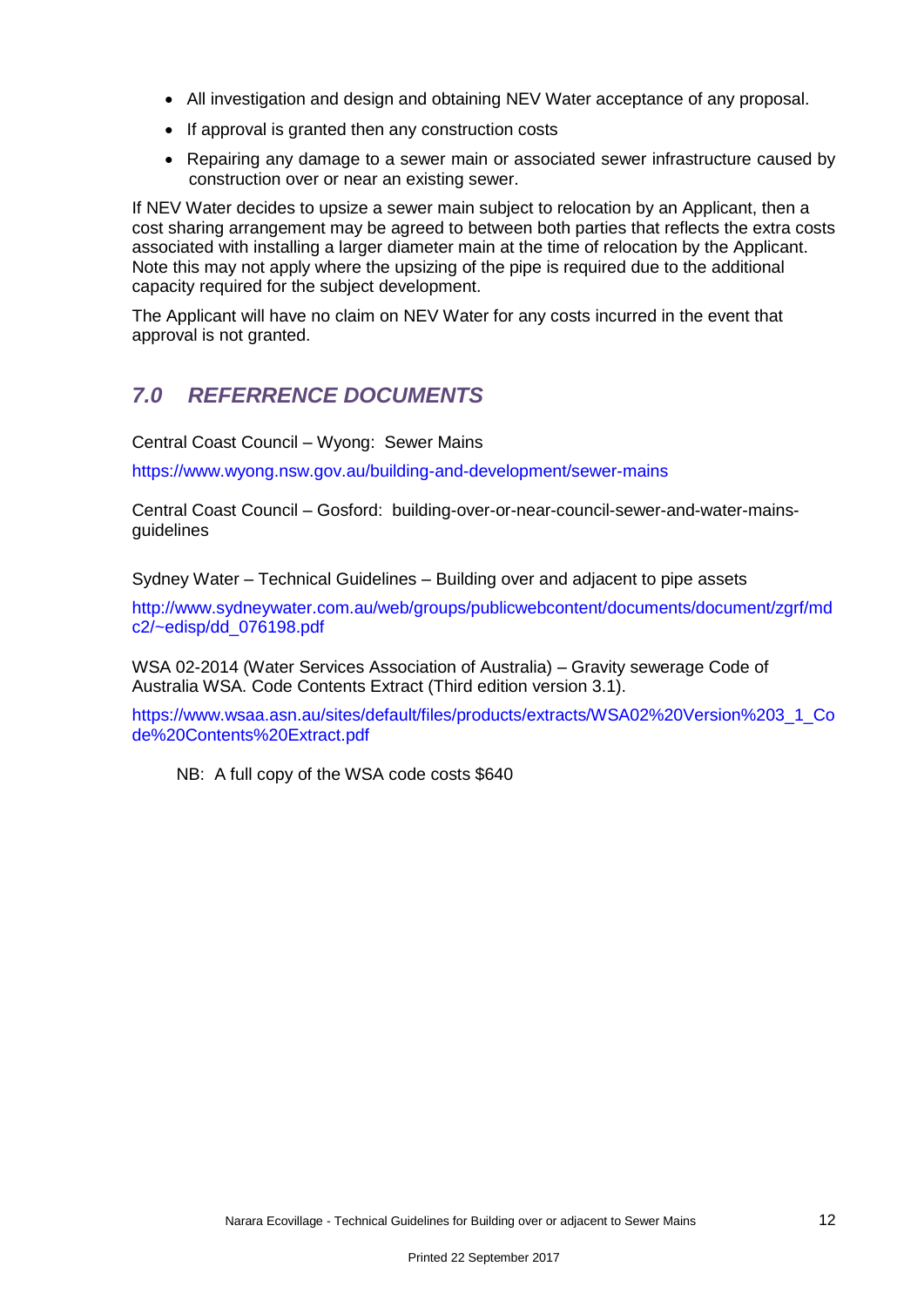- All investigation and design and obtaining NEV Water acceptance of any proposal.
- If approval is granted then any construction costs
- Repairing any damage to a sewer main or associated sewer infrastructure caused by construction over or near an existing sewer.

If NEV Water decides to upsize a sewer main subject to relocation by an Applicant, then a cost sharing arrangement may be agreed to between both parties that reflects the extra costs associated with installing a larger diameter main at the time of relocation by the Applicant. Note this may not apply where the upsizing of the pipe is required due to the additional capacity required for the subject development.

The Applicant will have no claim on NEV Water for any costs incurred in the event that approval is not granted.

## *7.0 REFERRENCE DOCUMENTS*

Central Coast Council – Wyong: Sewer Mains

https://www.wyong.nsw.gov.au/building-and-development/sewer-mains

Central Coast Council – Gosford: building-over-or-near-council-sewer-and-water-mains-guidelines

Sydney Water – Technical Guidelines – Building over and adjacent to pipe assets

http://www.sydneywater.com.au/web/groups/publicwebcontent/documents/document/zgrf/mdc2/~edisp/dd_076198.pdf

WSA 02-2014 (Water Services Association of Australia) – Gravity sewerage Code of Australia WSA. Code Contents Extract (Third edition version 3.1).

https://www.wsaa.asn.au/sites/default/files/products/extracts/WSA02%20Version%203_1_Code%20Contents%20Extract.pdf

NB: A full copy of the WSA code costs $640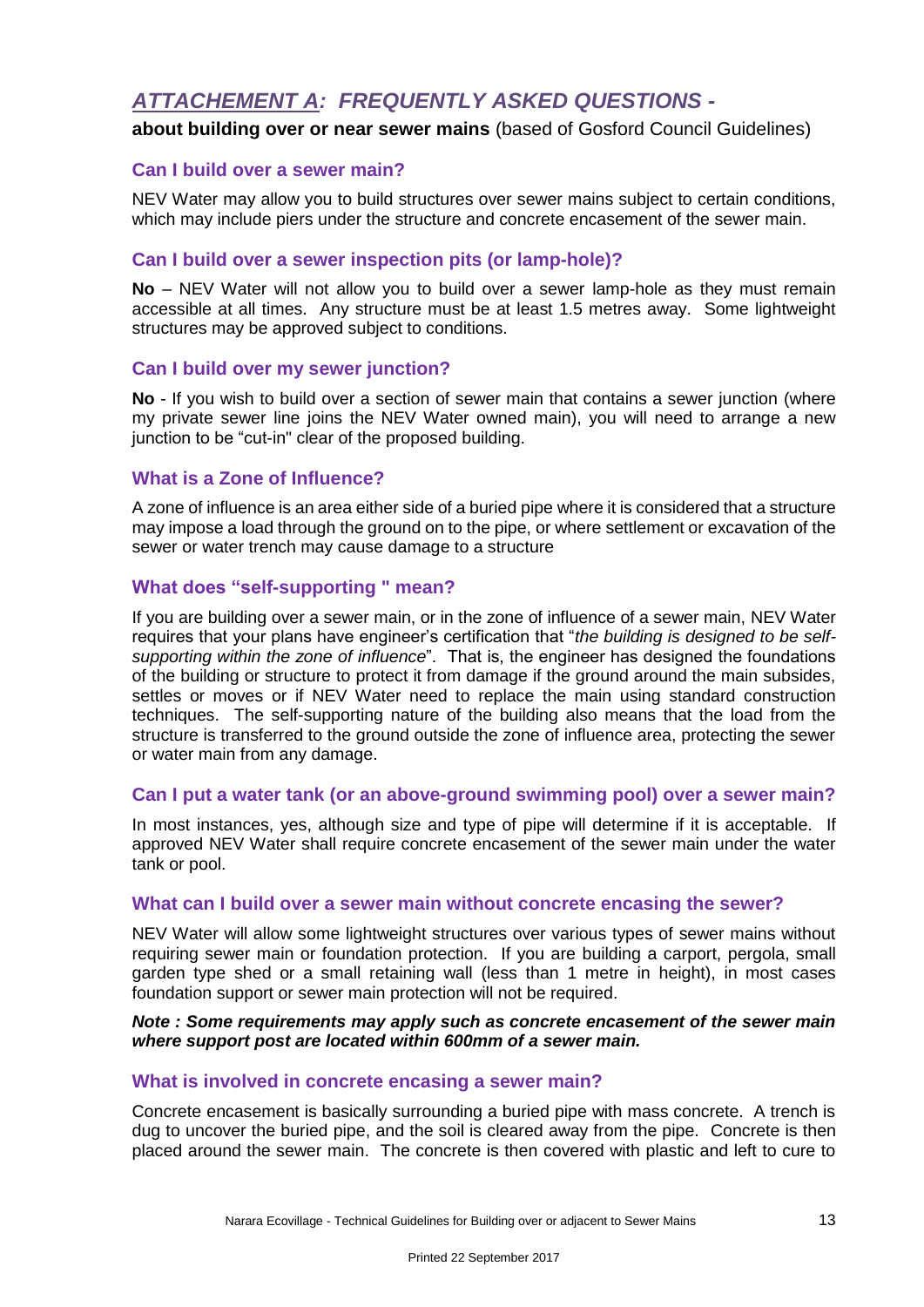## *ATTACHEMENT A: FREQUENTLY ASKED QUESTIONS -*

**about building over or near sewer mains** (based of Gosford Council Guidelines)

### Can I build over a sewer main?

NEV Water may allow you to build structures over sewer mains subject to certain conditions, which may include piers under the structure and concrete encasement of the sewer main.

### Can I build over a sewer inspection pits (or lamp-hole)?

**No** – NEV Water will not allow you to build over a sewer lamp-hole as they must remain accessible at all times. Any structure must be at least 1.5 metres away. Some lightweight structures may be approved subject to conditions.

### Can I build over my sewer junction?

**No** - If you wish to build over a section of sewer main that contains a sewer junction (where my private sewer line joins the NEV Water owned main), you will need to arrange a new junction to be "cut-in" clear of the proposed building.

### What is a Zone of Influence?

A zone of influence is an area either side of a buried pipe where it is considered that a structure may impose a load through the ground on to the pipe, or where settlement or excavation of the sewer or water trench may cause damage to a structure

### What does "self-supporting " mean?

If you are building over a sewer main, or in the zone of influence of a sewer main, NEV Water requires that your plans have engineer's certification that "*the building is designed to be self-supporting within the zone of influence*". That is, the engineer has designed the foundations of the building or structure to protect it from damage if the ground around the main subsides, settles or moves or if NEV Water need to replace the main using standard construction techniques. The self-supporting nature of the building also means that the load from the structure is transferred to the ground outside the zone of influence area, protecting the sewer or water main from any damage.

### Can I put a water tank (or an above-ground swimming pool) over a sewer main?

In most instances, yes, although size and type of pipe will determine if it is acceptable. If approved NEV Water shall require concrete encasement of the sewer main under the water tank or pool.

### What can I build over a sewer main without concrete encasing the sewer?

NEV Water will allow some lightweight structures over various types of sewer mains without requiring sewer main or foundation protection. If you are building a carport, pergola, small garden type shed or a small retaining wall (less than 1 metre in height), in most cases foundation support or sewer main protection will not be required.

***Note : Some requirements may apply such as concrete encasement of the sewer main where support post are located within 600mm of a sewer main.***

### What is involved in concrete encasing a sewer main?

Concrete encasement is basically surrounding a buried pipe with mass concrete. A trench is dug to uncover the buried pipe, and the soil is cleared away from the pipe. Concrete is then placed around the sewer main. The concrete is then covered with plastic and left to cure to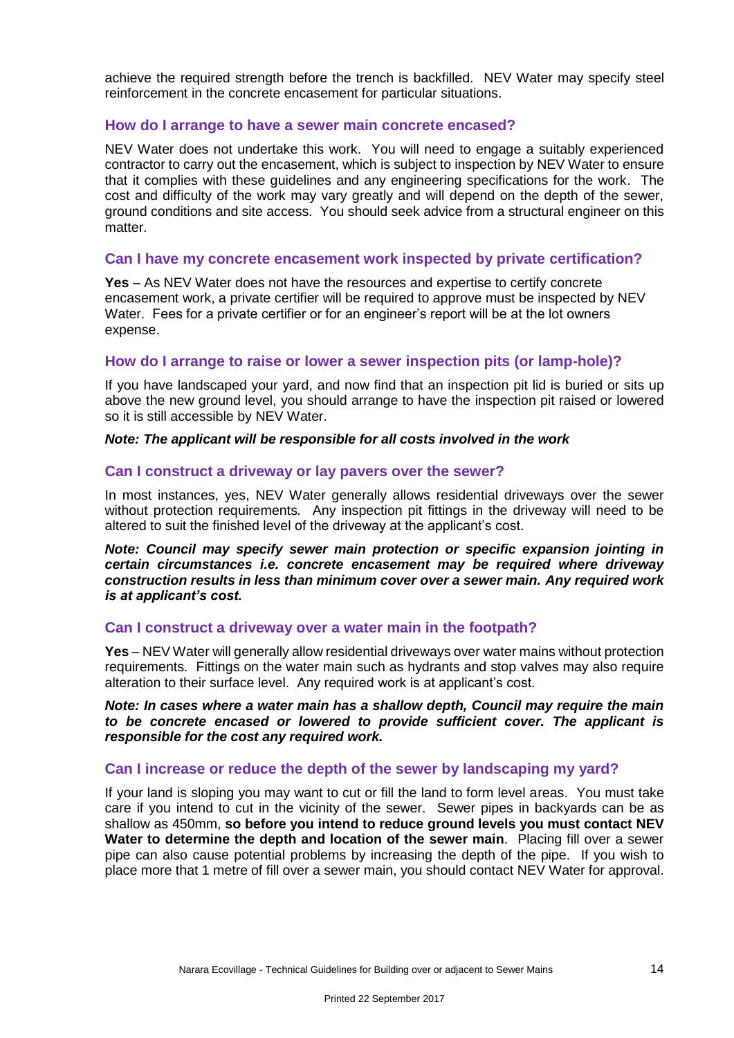achieve the required strength before the trench is backfilled. NEV Water may specify steel reinforcement in the concrete encasement for particular situations.

### How do I arrange to have a sewer main concrete encased?

NEV Water does not undertake this work. You will need to engage a suitably experienced contractor to carry out the encasement, which is subject to inspection by NEV Water to ensure that it complies with these guidelines and any engineering specifications for the work. The cost and difficulty of the work may vary greatly and will depend on the depth of the sewer, ground conditions and site access. You should seek advice from a structural engineer on this matter.

### Can I have my concrete encasement work inspected by private certification?

**Yes** – As NEV Water does not have the resources and expertise to certify concrete encasement work, a private certifier will be required to approve must be inspected by NEV Water. Fees for a private certifier or for an engineer's report will be at the lot owners expense.

### How do I arrange to raise or lower a sewer inspection pits (or lamp-hole)?

If you have landscaped your yard, and now find that an inspection pit lid is buried or sits up above the new ground level, you should arrange to have the inspection pit raised or lowered so it is still accessible by NEV Water.

***Note: The applicant will be responsible for all costs involved in the work***

### Can I construct a driveway or lay pavers over the sewer?

In most instances, yes, NEV Water generally allows residential driveways over the sewer without protection requirements. Any inspection pit fittings in the driveway will need to be altered to suit the finished level of the driveway at the applicant's cost.

***Note: Council may specify sewer main protection or specific expansion jointing in certain circumstances i.e. concrete encasement may be required where driveway construction results in less than minimum cover over a sewer main. Any required work is at applicant's cost.***

### Can I construct a driveway over a water main in the footpath?

**Yes** – NEV Water will generally allow residential driveways over water mains without protection requirements. Fittings on the water main such as hydrants and stop valves may also require alteration to their surface level. Any required work is at applicant's cost.

***Note: In cases where a water main has a shallow depth, Council may require the main to be concrete encased or lowered to provide sufficient cover. The applicant is responsible for the cost any required work.***

### Can I increase or reduce the depth of the sewer by landscaping my yard?

If your land is sloping you may want to cut or fill the land to form level areas. You must take care if you intend to cut in the vicinity of the sewer. Sewer pipes in backyards can be as shallow as 450mm, **so before you intend to reduce ground levels you must contact NEV Water to determine the depth and location of the sewer main**. Placing fill over a sewer pipe can also cause potential problems by increasing the depth of the pipe. If you wish to place more that 1 metre of fill over a sewer main, you should contact NEV Water for approval.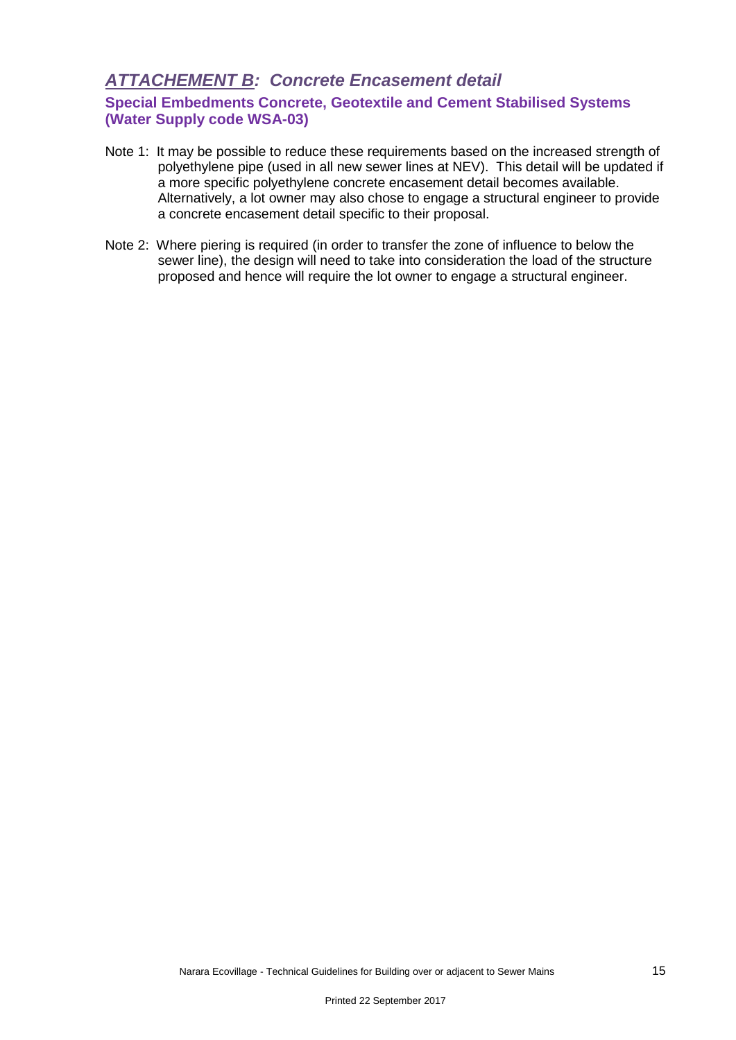## ***ATTACHEMENT B: Concrete Encasement detail***

### Special Embedments Concrete, Geotextile and Cement Stabilised Systems (Water Supply code WSA-03)

Note 1: It may be possible to reduce these requirements based on the increased strength of polyethylene pipe (used in all new sewer lines at NEV). This detail will be updated if a more specific polyethylene concrete encasement detail becomes available. Alternatively, a lot owner may also chose to engage a structural engineer to provide a concrete encasement detail specific to their proposal.

Note 2: Where piering is required (in order to transfer the zone of influence to below the sewer line), the design will need to take into consideration the load of the structure proposed and hence will require the lot owner to engage a structural engineer.